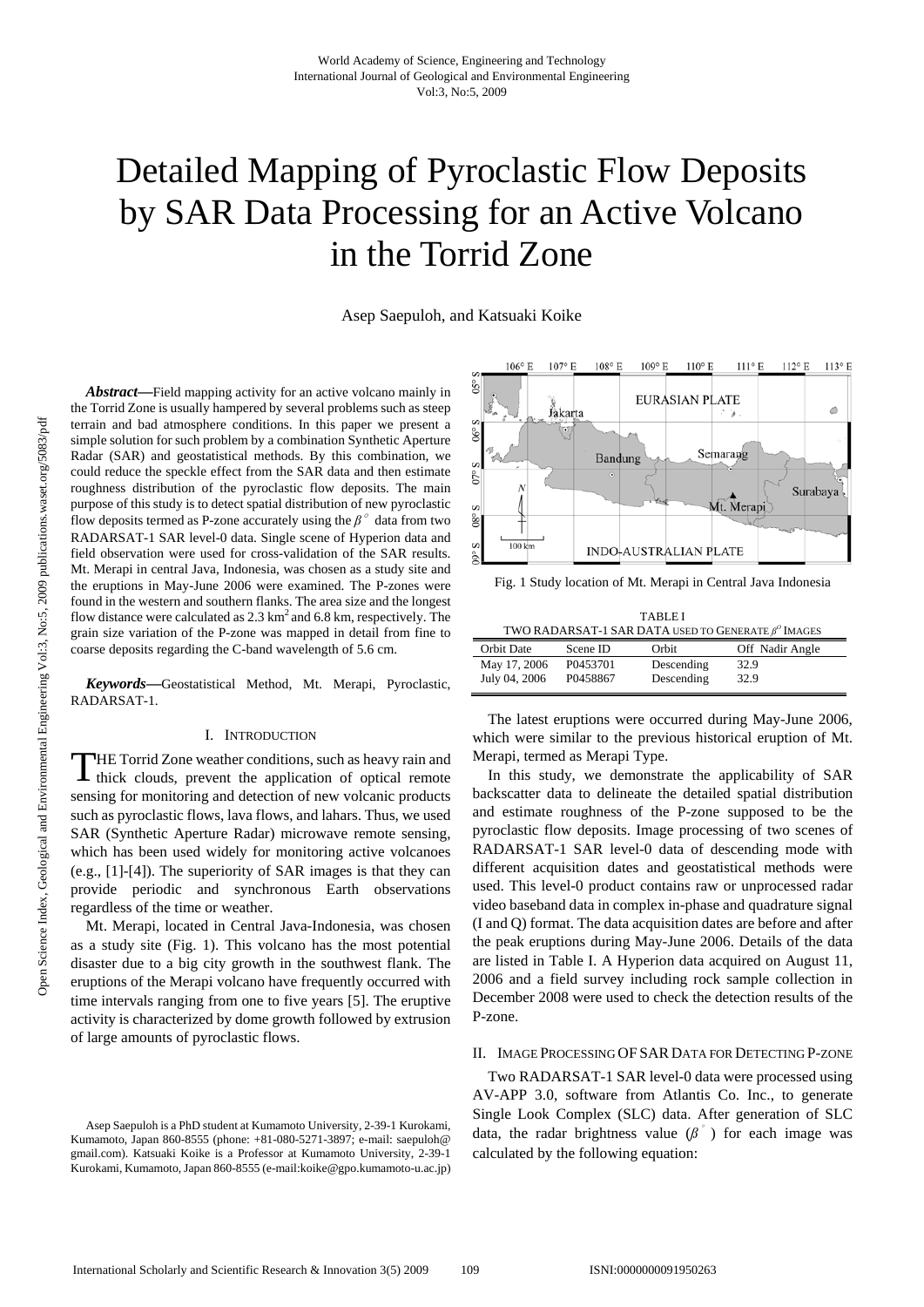# Detailed Mapping of Pyroclastic Flow Deposits by SAR Data Processing for an Active Volcano in the Torrid Zone

Asep Saepuloh, and Katsuaki Koike

***Abstract*—**Field mapping activity for an active volcano mainly in the Torrid Zone is usually hampered by several problems such as steep terrain and bad atmosphere conditions. In this paper we present a simple solution for such problem by a combination Synthetic Aperture Radar (SAR) and geostatistical methods. By this combination, we could reduce the speckle effect from the SAR data and then estimate roughness distribution of the pyroclastic flow deposits. The main purpose of this study is to detect spatial distribution of new pyroclastic flow deposits termed as P-zone accurately using the $\beta^{\circ}$ data from two RADARSAT-1 SAR level-0 data. Single scene of Hyperion data and field observation were used for cross-validation of the SAR results. Mt. Merapi in central Java, Indonesia, was chosen as a study site and the eruptions in May-June 2006 were examined. The P-zones were found in the western and southern flanks. The area size and the longest flow distance were calculated as 2.3 $km^2$ and 6.8 km, respectively. The grain size variation of the P-zone was mapped in detail from fine to coarse deposits regarding the C-band wavelength of 5.6 cm.

***Keywords*—**Geostatistical Method, Mt. Merapi, Pyroclastic, RADARSAT-1.

## I. Introduction

The Torrid Zone weather conditions, such as heavy rain and thick clouds, prevent the application of optical remote sensing for monitoring and detection of new volcanic products such as pyroclastic flows, lava flows, and lahars. Thus, we used SAR (Synthetic Aperture Radar) microwave remote sensing, which has been used widely for monitoring active volcanoes (e.g., [1]-[4]). The superiority of SAR images is that they can provide periodic and synchronous Earth observations regardless of the time or weather.

Mt. Merapi, located in Central Java-Indonesia, was chosen as a study site (Fig. 1). This volcano has the most potential disaster due to a big city growth in the southwest flank. The eruptions of the Merapi volcano have frequently occurred with time intervals ranging from one to five years [5]. The eruptive activity is characterized by dome growth followed by extrusion of large amounts of pyroclastic flows.

Fig. 1 Study location of Mt. Merapi in Central Java Indonesia

TABLE I
TWO RADARSAT-1 SAR DATA USED TO GENERATE $\beta^{\circ}$ IMAGES

| Orbit Date | Scene ID | Orbit | Off Nadir Angle |
|---|---|---|---|
| May 17, 2006 | P0453701 | Descending | 32.9 |
| July 04, 2006 | P0458867 | Descending | 32.9 |

The latest eruptions were occurred during May-June 2006, which were similar to the previous historical eruption of Mt. Merapi, termed as Merapi Type.

In this study, we demonstrate the applicability of SAR backscatter data to delineate the detailed spatial distribution and estimate roughness of the P-zone supposed to be the pyroclastic flow deposits. Image processing of two scenes of RADARSAT-1 SAR level-0 data of descending mode with different acquisition dates and geostatistical methods were used. This level-0 product contains raw or unprocessed radar video baseband data in complex in-phase and quadrature signal (I and Q) format. The data acquisition dates are before and after the peak eruptions during May-June 2006. Details of the data are listed in Table I. A Hyperion data acquired on August 11, 2006 and a field survey including rock sample collection in December 2008 were used to check the detection results of the P-zone.

## II. Image Processing of SAR Data for Detecting P-zone

Two RADARSAT-1 SAR level-0 data were processed using AV-APP 3.0, software from Atlantis Co. Inc., to generate Single Look Complex (SLC) data. After generation of SLC data, the radar brightness value ($\beta^{\circ}$) for each image was calculated by the following equation:

Asep Saepuloh is a PhD student at Kumamoto University, 2-39-1 Kurokami, Kumamoto, Japan 860-8555 (phone: +81-080-5271-3897; e-mail: saepuloh@gmail.com). Katsuaki Koike is a Professor at Kumamoto University, 2-39-1 Kurokami, Kumamoto, Japan 860-8555 (e-mail:koike@gpo.kumamoto-u.ac.jp)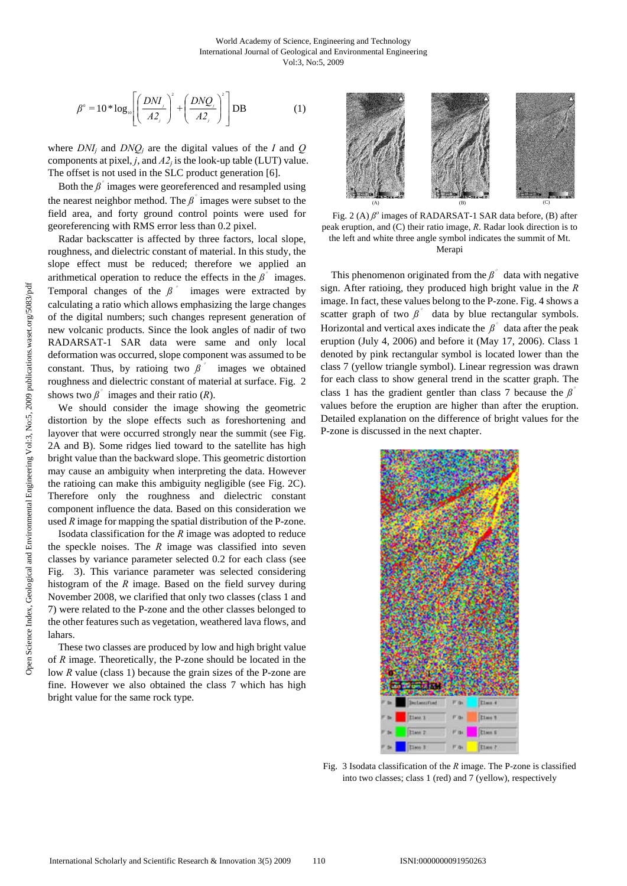$$\beta^{\circ} = 10 * \log_{10}\left[\left(\frac{DNI_j}{A2_j}\right)^2 + \left(\frac{DNQ_j}{A2_j}\right)^2\right] \text{DB} \qquad (1)$$

where $DNI_j$ and $DNQ_j$ are the digital values of the *I* and *Q* components at pixel, *j*, and $A2_j$ is the look-up table (LUT) value. The offset is not used in the SLC product generation [6].

Both the $\beta^{\circ}$ images were georeferenced and resampled using the nearest neighbor method. The $\beta^{\circ}$ images were subset to the field area, and forty ground control points were used for georeferencing with RMS error less than 0.2 pixel.

Radar backscatter is affected by three factors, local slope, roughness, and dielectric constant of material. In this study, the slope effect must be reduced; therefore we applied an arithmetical operation to reduce the effects in the $\beta^{\circ}$ images. Temporal changes of the $\beta^{\circ}$ images were extracted by calculating a ratio which allows emphasizing the large changes of the digital numbers; such changes represent generation of new volcanic products. Since the look angles of nadir of two RADARSAT-1 SAR data were same and only local deformation was occurred, slope component was assumed to be constant. Thus, by ratioing two $\beta^{\circ}$ images we obtained roughness and dielectric constant of material at surface. Fig. 2 shows two $\beta^{\circ}$ images and their ratio (*R*).

We should consider the image showing the geometric distortion by the slope effects such as foreshortening and layover that were occurred strongly near the summit (see Fig. 2A and B). Some ridges lied toward to the satellite has high bright value than the backward slope. This geometric distortion may cause an ambiguity when interpreting the data. However the ratioing can make this ambiguity negligible (see Fig. 2C). Therefore only the roughness and dielectric constant component influence the data. Based on this consideration we used *R* image for mapping the spatial distribution of the P-zone.

Isodata classification for the *R* image was adopted to reduce the speckle noises. The *R* image was classified into seven classes by variance parameter selected 0.2 for each class (see Fig. 3). This variance parameter was selected considering histogram of the *R* image. Based on the field survey during November 2008, we clarified that only two classes (class 1 and 7) were related to the P-zone and the other classes belonged to the other features such as vegetation, weathered lava flows, and lahars.

These two classes are produced by low and high bright value of *R* image. Theoretically, the P-zone should be located in the low *R* value (class 1) because the grain sizes of the P-zone are fine. However we also obtained the class 7 which has high bright value for the same rock type.

Fig. 2 (A) $\beta^{o}$ images of RADARSAT-1 SAR data before, (B) after peak eruption, and (C) their ratio image, *R*. Radar look direction is to the left and white three angle symbol indicates the summit of Mt. Merapi

This phenomenon originated from the $\beta^{\circ}$ data with negative sign. After ratioing, they produced high bright value in the *R* image. In fact, these values belong to the P-zone. Fig. 4 shows a scatter graph of two $\beta^{\circ}$ data by blue rectangular symbols. Horizontal and vertical axes indicate the $\beta^{\circ}$ data after the peak eruption (July 4, 2006) and before it (May 17, 2006). Class 1 denoted by pink rectangular symbol is located lower than the class 7 (yellow triangle symbol). Linear regression was drawn for each class to show general trend in the scatter graph. The class 1 has the gradient gentler than class 7 because the $\beta^{\circ}$ values before the eruption are higher than after the eruption. Detailed explanation on the difference of bright values for the P-zone is discussed in the next chapter.

Fig. 3 Isodata classification of the *R* image. The P-zone is classified into two classes; class 1 (red) and 7 (yellow), respectively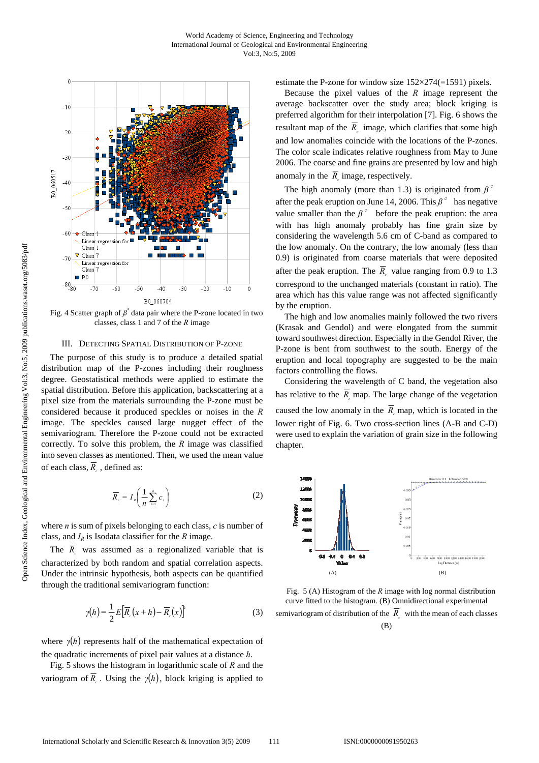Fig. 4 Scatter graph of $\beta^{\circ}$ data pair where the P-zone located in two classes, class 1 and 7 of the *R* image

## III. Detecting Spatial Distribution of P-zone

The purpose of this study is to produce a detailed spatial distribution map of the P-zones including their roughness degree. Geostatistical methods were applied to estimate the spatial distribution. Before this application, backscattering at a pixel size from the materials surrounding the P-zone must be considered because it produced speckles or noises in the *R* image. The speckles caused large nugget effect of the semivariogram. Therefore the P-zone could not be extracted correctly. To solve this problem, the *R* image was classified into seven classes as mentioned. Then, we used the mean value of each class, $\overline{R}_c$, defined as:

$$\overline{R}_c = I_R\left(\frac{1}{n}\sum_{i=1}^{n} c_i\right) \quad (2)$$

where *n* is sum of pixels belonging to each class, *c* is number of class, and $I_R$ is Isodata classifier for the *R* image.

The $\overline{R}_c$ was assumed as a regionalized variable that is characterized by both random and spatial correlation aspects. Under the intrinsic hypothesis, both aspects can be quantified through the traditional semivariogram function:

$$\gamma(h) = \frac{1}{2}E\left[\overline{R}_c(x+h) - \overline{R}_c(x)\right]^2 \quad (3)$$

where $\gamma(h)$ represents half of the mathematical expectation of the quadratic increments of pixel pair values at a distance *h*.

Fig. 5 shows the histogram in logarithmic scale of *R* and the variogram of $\overline{R}_c$. Using the $\gamma(h)$, block kriging is applied to estimate the P-zone for window size 152×274(=1591) pixels.

Because the pixel values of the *R* image represent the average backscatter over the study area; block kriging is preferred algorithm for their interpolation [7]. Fig. 6 shows the resultant map of the $\overline{R}_c$ image, which clarifies that some high and low anomalies coincide with the locations of the P-zones. The color scale indicates relative roughness from May to June 2006. The coarse and fine grains are presented by low and high anomaly in the $\overline{R}_c$ image, respectively.

The high anomaly (more than 1.3) is originated from $\beta^{\circ}$ after the peak eruption on June 14, 2006. This $\beta^{\circ}$ has negative value smaller than the $\beta^{\circ}$ before the peak eruption: the area with has high anomaly probably has fine grain size by considering the wavelength 5.6 cm of C-band as compared to the low anomaly. On the contrary, the low anomaly (less than 0.9) is originated from coarse materials that were deposited after the peak eruption. The $\overline{R}_c$ value ranging from 0.9 to 1.3 correspond to the unchanged materials (constant in ratio). The area which has this value range was not affected significantly by the eruption.

The high and low anomalies mainly followed the two rivers (Krasak and Gendol) and were elongated from the summit toward southwest direction. Especially in the Gendol River, the P-zone is bent from southwest to the south. Energy of the eruption and local topography are suggested to be the main factors controlling the flows.

Considering the wavelength of C band, the vegetation also has relative to the $\overline{R}_c$ map. The large change of the vegetation caused the low anomaly in the $\overline{R}_c$ map, which is located in the lower right of Fig. 6. Two cross-section lines (A-B and C-D) were used to explain the variation of grain size in the following chapter.

Fig. 5 (A) Histogram of the *R* image with log normal distribution curve fitted to the histogram. (B) Omnidirectional experimental semivariogram of distribution of the $\overline{R}_c$ with the mean of each classes (B)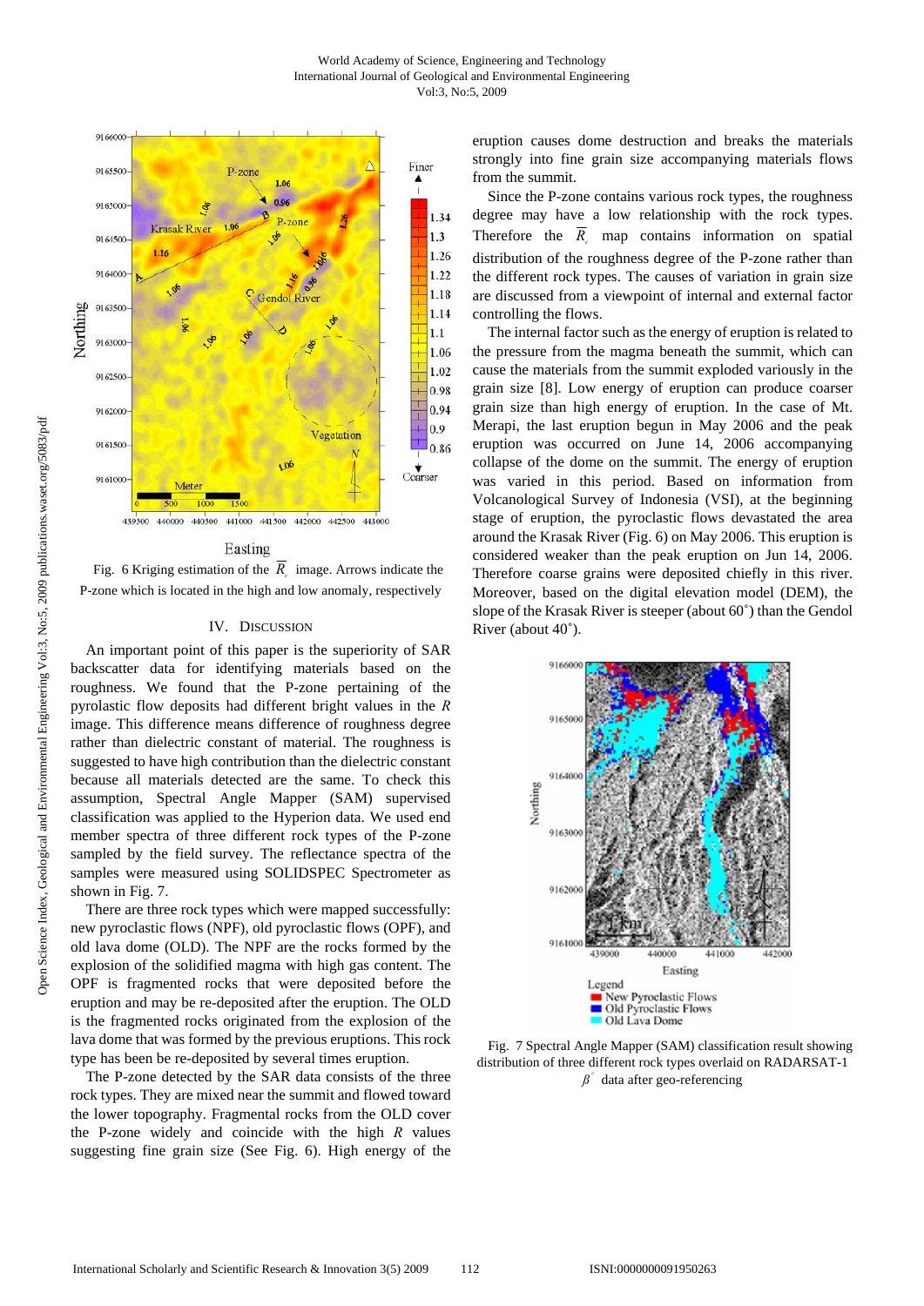Fig. 6 Kriging estimation of the $\overline{R_c}$ image. Arrows indicate the P-zone which is located in the high and low anomaly, respectively

## IV. Discussion

An important point of this paper is the superiority of SAR backscatter data for identifying materials based on the roughness. We found that the P-zone pertaining of the pyrolastic flow deposits had different bright values in the $R$ image. This difference means difference of roughness degree rather than dielectric constant of material. The roughness is suggested to have high contribution than the dielectric constant because all materials detected are the same. To check this assumption, Spectral Angle Mapper (SAM) supervised classification was applied to the Hyperion data. We used end member spectra of three different rock types of the P-zone sampled by the field survey. The reflectance spectra of the samples were measured using SOLIDSPEC Spectrometer as shown in Fig. 7.

There are three rock types which were mapped successfully: new pyroclastic flows (NPF), old pyroclastic flows (OPF), and old lava dome (OLD). The NPF are the rocks formed by the explosion of the solidified magma with high gas content. The OPF is fragmented rocks that were deposited before the eruption and may be re-deposited after the eruption. The OLD is the fragmented rocks originated from the explosion of the lava dome that was formed by the previous eruptions. This rock type has been be re-deposited by several times eruption.

The P-zone detected by the SAR data consists of the three rock types. They are mixed near the summit and flowed toward the lower topography. Fragmental rocks from the OLD cover the P-zone widely and coincide with the high $R$ values suggesting fine grain size (See Fig. 6). High energy of the eruption causes dome destruction and breaks the materials strongly into fine grain size accompanying materials flows from the summit.

Since the P-zone contains various rock types, the roughness degree may have a low relationship with the rock types. Therefore the $\overline{R_c}$ map contains information on spatial distribution of the roughness degree of the P-zone rather than the different rock types. The causes of variation in grain size are discussed from a viewpoint of internal and external factor controlling the flows.

The internal factor such as the energy of eruption is related to the pressure from the magma beneath the summit, which can cause the materials from the summit exploded variously in the grain size [8]. Low energy of eruption can produce coarser grain size than high energy of eruption. In the case of Mt. Merapi, the last eruption begun in May 2006 and the peak eruption was occurred on June 14, 2006 accompanying collapse of the dome on the summit. The energy of eruption was varied in this period. Based on information from Volcanological Survey of Indonesia (VSI), at the beginning stage of eruption, the pyroclastic flows devastated the area around the Krasak River (Fig. 6) on May 2006. This eruption is considered weaker than the peak eruption on Jun 14, 2006. Therefore coarse grains were deposited chiefly in this river. Moreover, based on the digital elevation model (DEM), the slope of the Krasak River is steeper (about 60˚) than the Gendol River (about 40˚).

Fig. 7 Spectral Angle Mapper (SAM) classification result showing distribution of three different rock types overlaid on RADARSAT-1 $\beta^{\circ}$ data after geo-referencing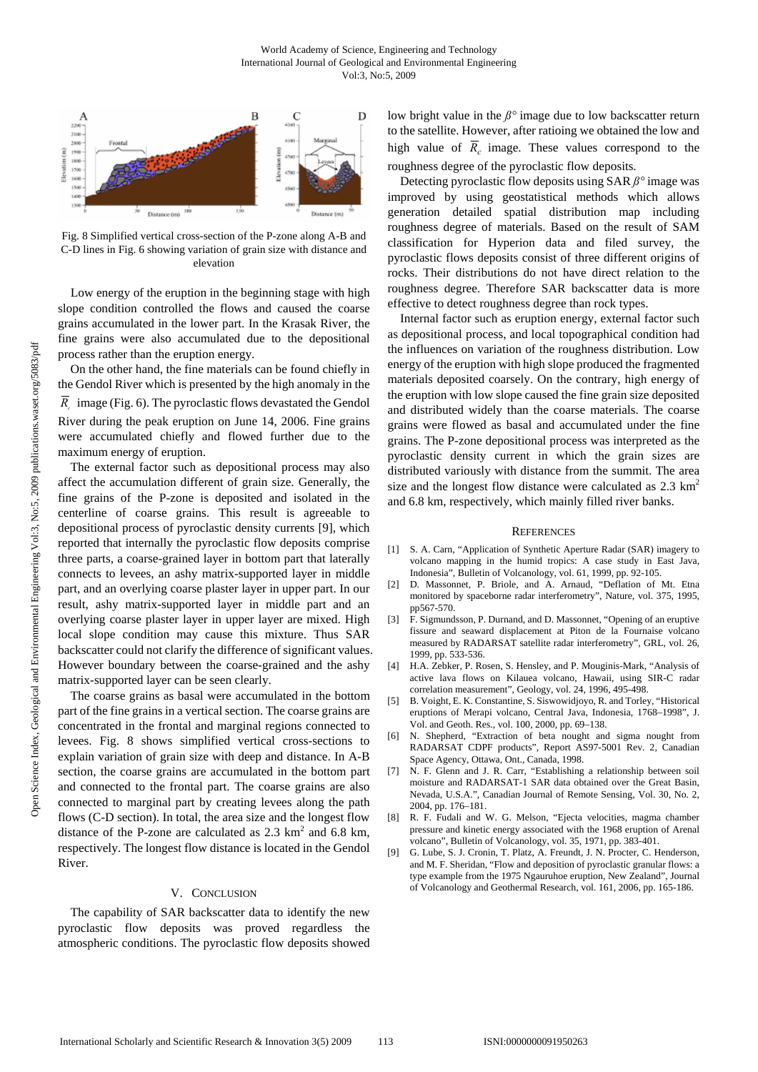A B C D

Elevation (m)

2200
2100
2000
1900
1800
1700
1600
1500
1400
1300

Frontal

0 50 100 150

Distance (m)

Elevation (m)

Marginal

Levees

Distance (m)

Fig. 8 Simplified vertical cross-section of the P-zone along A-B and C-D lines in Fig. 6 showing variation of grain size with distance and elevation

Low energy of the eruption in the beginning stage with high slope condition controlled the flows and caused the coarse grains accumulated in the lower part. In the Krasak River, the fine grains were also accumulated due to the depositional process rather than the eruption energy.

On the other hand, the fine materials can be found chiefly in the Gendol River which is presented by the high anomaly in the $\overline{R}_c$ image (Fig. 6). The pyroclastic flows devastated the Gendol River during the peak eruption on June 14, 2006. Fine grains were accumulated chiefly and flowed further due to the maximum energy of eruption.

The external factor such as depositional process may also affect the accumulation different of grain size. Generally, the fine grains of the P-zone is deposited and isolated in the centerline of coarse grains. This result is agreeable to depositional process of pyroclastic density currents [9], which reported that internally the pyroclastic flow deposits comprise three parts, a coarse-grained layer in bottom part that laterally connects to levees, an ashy matrix-supported layer in middle part, and an overlying coarse plaster layer in upper part. In our result, ashy matrix-supported layer in middle part and an overlying coarse plaster layer in upper layer are mixed. High local slope condition may cause this mixture. Thus SAR backscatter could not clarify the difference of significant values. However boundary between the coarse-grained and the ashy matrix-supported layer can be seen clearly.

The coarse grains as basal were accumulated in the bottom part of the fine grains in a vertical section. The coarse grains are concentrated in the frontal and marginal regions connected to levees. Fig. 8 shows simplified vertical cross-sections to explain variation of grain size with deep and distance. In A-B section, the coarse grains are accumulated in the bottom part and connected to the frontal part. The coarse grains are also connected to marginal part by creating levees along the path flows (C-D section). In total, the area size and the longest flow distance of the P-zone are calculated as 2.3 km$^2$ and 6.8 km, respectively. The longest flow distance is located in the Gendol River.

## V. Conclusion

The capability of SAR backscatter data to identify the new pyroclastic flow deposits was proved regardless the atmospheric conditions. The pyroclastic flow deposits showed low bright value in the $\beta°$ image due to low backscatter return to the satellite. However, after ratioing we obtained the low and high value of $\overline{R}_c$ image. These values correspond to the roughness degree of the pyroclastic flow deposits.

Detecting pyroclastic flow deposits using SAR $\beta°$ image was improved by using geostatistical methods which allows generation detailed spatial distribution map including roughness degree of materials. Based on the result of SAM classification for Hyperion data and filed survey, the pyroclastic flows deposits consist of three different origins of rocks. Their distributions do not have direct relation to the roughness degree. Therefore SAR backscatter data is more effective to detect roughness degree than rock types.

Internal factor such as eruption energy, external factor such as depositional process, and local topographical condition had the influences on variation of the roughness distribution. Low energy of the eruption with high slope produced the fragmented materials deposited coarsely. On the contrary, high energy of the eruption with low slope caused the fine grain size deposited and distributed widely than the coarse materials. The coarse grains were flowed as basal and accumulated under the fine grains. The P-zone depositional process was interpreted as the pyroclastic density current in which the grain sizes are distributed variously with distance from the summit. The area size and the longest flow distance were calculated as 2.3 km$^2$ and 6.8 km, respectively, which mainly filled river banks.

## References

[1] S. A. Carn, "Application of Synthetic Aperture Radar (SAR) imagery to volcano mapping in the humid tropics: A case study in East Java, Indonesia", Bulletin of Volcanology, vol. 61, 1999, pp. 92-105.

[2] D. Massonnet, P. Briole, and A. Arnaud, "Deflation of Mt. Etna monitored by spaceborne radar interferometry", Nature, vol. 375, 1995, pp567-570.

[3] F. Sigmundsson, P. Durnand, and D. Massonnet, "Opening of an eruptive fissure and seaward displacement at Piton de la Fournaise volcano measured by RADARSAT satellite radar interferometry", GRL, vol. 26, 1999, pp. 533-536.

[4] H.A. Zebker, P. Rosen, S. Hensley, and P. Mouginis-Mark, "Analysis of active lava flows on Kilauea volcano, Hawaii, using SIR-C radar correlation measurement", Geology, vol. 24, 1996, 495-498.

[5] B. Voight, E. K. Constantine, S. Siswowidjoyo, R. and Torley, "Historical eruptions of Merapi volcano, Central Java, Indonesia, 1768–1998", J. Vol. and Geoth. Res., vol. 100, 2000, pp. 69–138.

[6] N. Shepherd, "Extraction of beta nought and sigma nought from RADARSAT CDPF products", Report AS97-5001 Rev. 2, Canadian Space Agency, Ottawa, Ont., Canada, 1998.

[7] N. F. Glenn and J. R. Carr, "Establishing a relationship between soil moisture and RADARSAT-1 SAR data obtained over the Great Basin, Nevada, U.S.A.", Canadian Journal of Remote Sensing, Vol. 30, No. 2, 2004, pp. 176–181.

[8] R. F. Fudali and W. G. Melson, "Ejecta velocities, magma chamber pressure and kinetic energy associated with the 1968 eruption of Arenal volcano", Bulletin of Volcanology, vol. 35, 1971, pp. 383-401.

[9] G. Lube, S. J. Cronin, T. Platz, A. Freundt, J. N. Procter, C. Henderson, and M. F. Sheridan, "Flow and deposition of pyroclastic granular flows: a type example from the 1975 Ngauruhoe eruption, New Zealand", Journal of Volcanology and Geothermal Research, vol. 161, 2006, pp. 165-186.